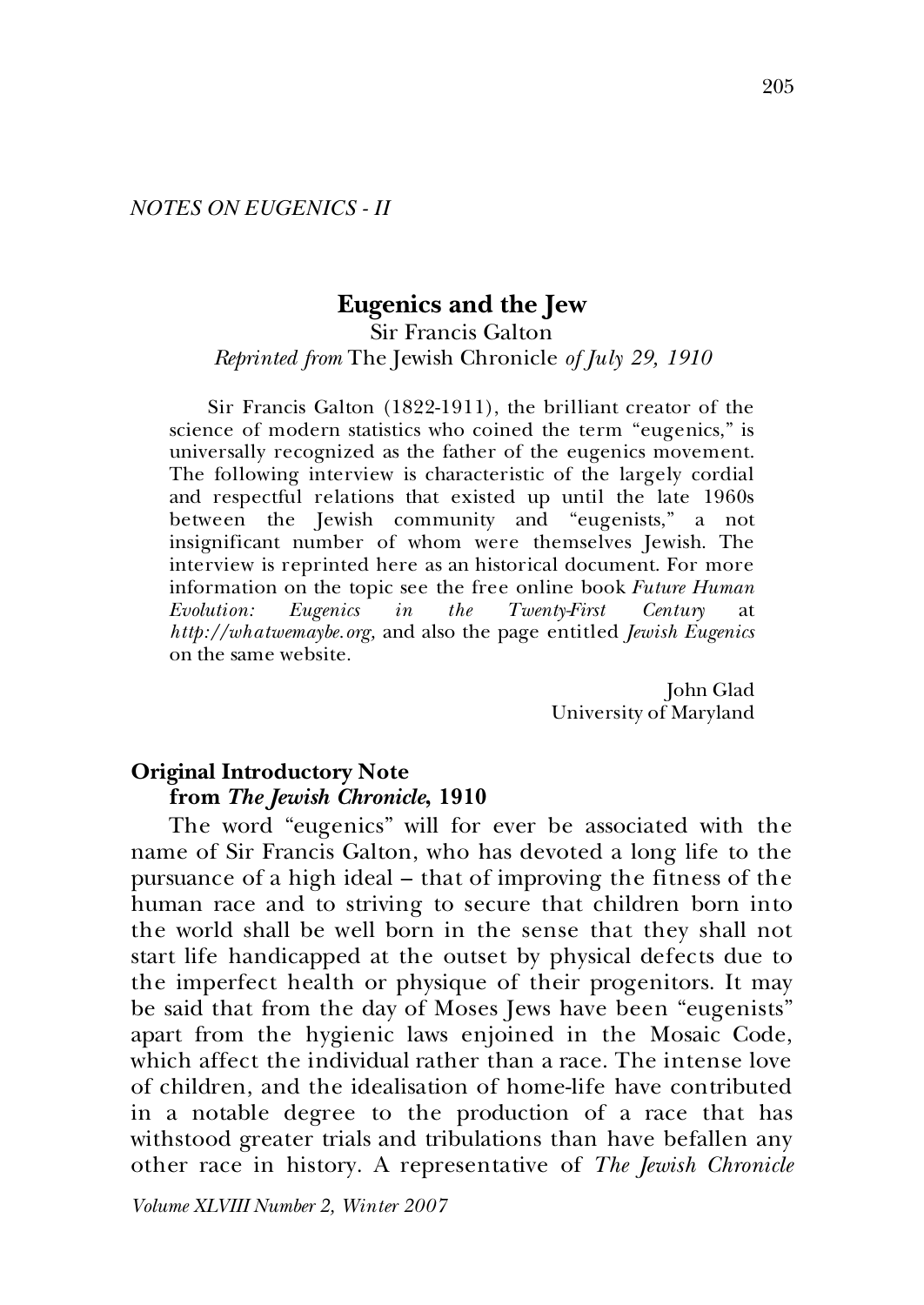*NOTES ON EUGENICS - II*

# Eugenics and the Jew

Sir Francis Galton

*Reprinted from* The Jewish Chronicle *of July 29, 1910*

Sir Francis Galton (1822-1911), the brilliant creator of the science of modern statistics who coined the term "eugenics," is universally recognized as the father of the eugenics movement. The following interview is characteristic of the largely cordial and respectful relations that existed up until the late 1960s between the Jewish community and "eugenists," a not insignificant number of whom were themselves Jewish. The interview is reprinted here as an historical document. For more information on the topic see the free online book *Future Human Evolution: Eugenics in the Twenty-First Century* at *http://whatwemaybe.org,* and also the page entitled *Jewish Eugenics* on the same website.

John Glad
University of Maryland

## Original Introductory Note from *The Jewish Chronicle*, 1910

The word "eugenics" will for ever be associated with the name of Sir Francis Galton, who has devoted a long life to the pursuance of a high ideal – that of improving the fitness of the human race and to striving to secure that children born into the world shall be well born in the sense that they shall not start life handicapped at the outset by physical defects due to the imperfect health or physique of their progenitors. It may be said that from the day of Moses Jews have been "eugenists" apart from the hygienic laws enjoined in the Mosaic Code, which affect the individual rather than a race. The intense love of children, and the idealisation of home-life have contributed in a notable degree to the production of a race that has withstood greater trials and tribulations than have befallen any other race in history. A representative of *The Jewish Chronicle*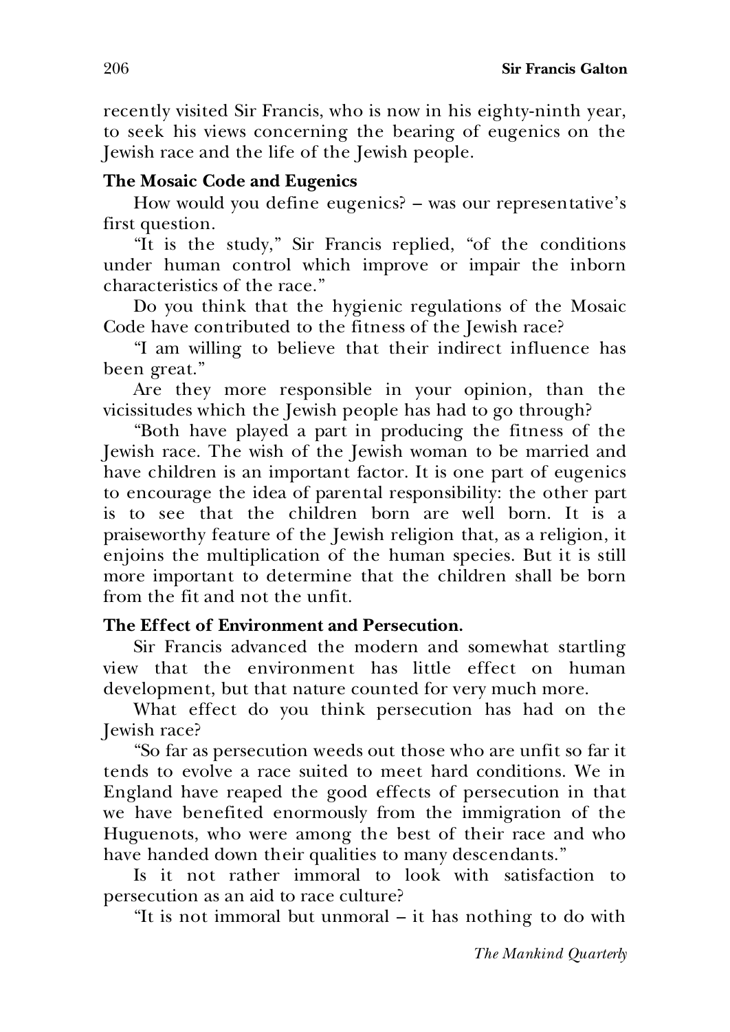recently visited Sir Francis, who is now in his eighty-ninth year, to seek his views concerning the bearing of eugenics on the Jewish race and the life of the Jewish people.

**The Mosaic Code and Eugenics**

How would you define eugenics? – was our representative's first question.

"It is the study," Sir Francis replied, "of the conditions under human control which improve or impair the inborn characteristics of the race."

Do you think that the hygienic regulations of the Mosaic Code have contributed to the fitness of the Jewish race?

"I am willing to believe that their indirect influence has been great."

Are they more responsible in your opinion, than the vicissitudes which the Jewish people has had to go through?

"Both have played a part in producing the fitness of the Jewish race. The wish of the Jewish woman to be married and have children is an important factor. It is one part of eugenics to encourage the idea of parental responsibility: the other part is to see that the children born are well born. It is a praiseworthy feature of the Jewish religion that, as a religion, it enjoins the multiplication of the human species. But it is still more important to determine that the children shall be born from the fit and not the unfit.

**The Effect of Environment and Persecution.**

Sir Francis advanced the modern and somewhat startling view that the environment has little effect on human development, but that nature counted for very much more.

What effect do you think persecution has had on the Jewish race?

"So far as persecution weeds out those who are unfit so far it tends to evolve a race suited to meet hard conditions. We in England have reaped the good effects of persecution in that we have benefited enormously from the immigration of the Huguenots, who were among the best of their race and who have handed down their qualities to many descendants."

Is it not rather immoral to look with satisfaction to persecution as an aid to race culture?

"It is not immoral but unmoral – it has nothing to do with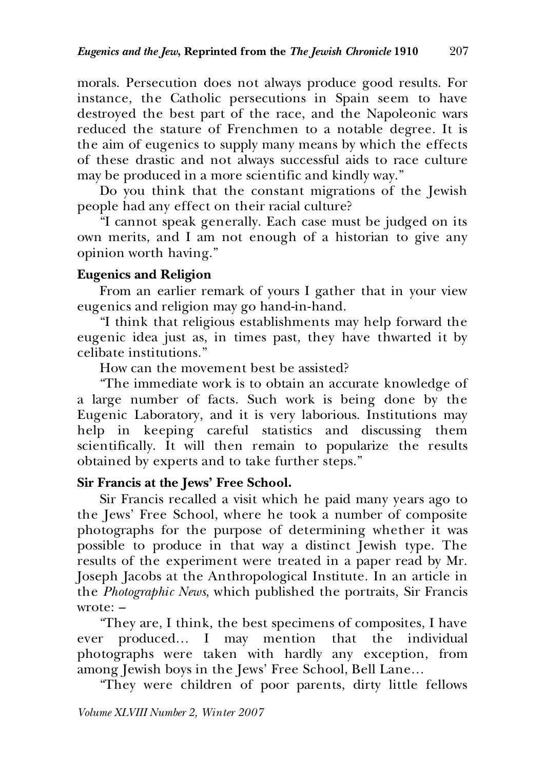morals. Persecution does not always produce good results. For instance, the Catholic persecutions in Spain seem to have destroyed the best part of the race, and the Napoleonic wars reduced the stature of Frenchmen to a notable degree. It is the aim of eugenics to supply many means by which the effects of these drastic and not always successful aids to race culture may be produced in a more scientific and kindly way."

Do you think that the constant migrations of the Jewish people had any effect on their racial culture?

"I cannot speak generally. Each case must be judged on its own merits, and I am not enough of a historian to give any opinion worth having."

**Eugenics and Religion**

From an earlier remark of yours I gather that in your view eugenics and religion may go hand-in-hand.

"I think that religious establishments may help forward the eugenic idea just as, in times past, they have thwarted it by celibate institutions."

How can the movement best be assisted?

"The immediate work is to obtain an accurate knowledge of a large number of facts. Such work is being done by the Eugenic Laboratory, and it is very laborious. Institutions may help in keeping careful statistics and discussing them scientifically. It will then remain to popularize the results obtained by experts and to take further steps."

**Sir Francis at the Jews' Free School.**

Sir Francis recalled a visit which he paid many years ago to the Jews' Free School, where he took a number of composite photographs for the purpose of determining whether it was possible to produce in that way a distinct Jewish type. The results of the experiment were treated in a paper read by Mr. Joseph Jacobs at the Anthropological Institute. In an article in the *Photographic News,* which published the portraits, Sir Francis wrote: –

"They are, I think, the best specimens of composites, I have ever produced… I may mention that the individual photographs were taken with hardly any exception, from among Jewish boys in the Jews' Free School, Bell Lane…

"They were children of poor parents, dirty little fellows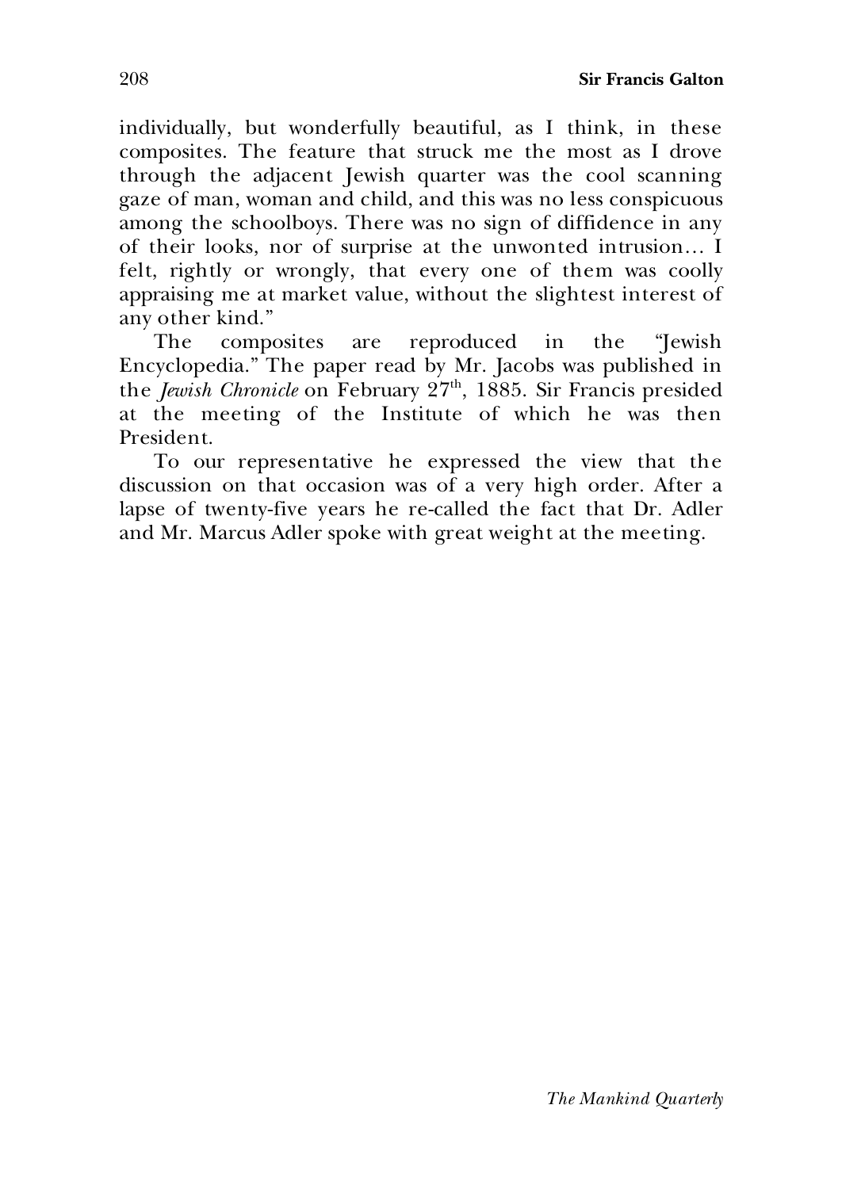individually, but wonderfully beautiful, as I think, in these composites. The feature that struck me the most as I drove through the adjacent Jewish quarter was the cool scanning gaze of man, woman and child, and this was no less conspicuous among the schoolboys. There was no sign of diffidence in any of their looks, nor of surprise at the unwonted intrusion… I felt, rightly or wrongly, that every one of them was coolly appraising me at market value, without the slightest interest of any other kind."

The composites are reproduced in the "Jewish Encyclopedia." The paper read by Mr. Jacobs was published in the *Jewish Chronicle* on February 27th, 1885. Sir Francis presided at the meeting of the Institute of which he was then President.

To our representative he expressed the view that the discussion on that occasion was of a very high order. After a lapse of twenty-five years he re-called the fact that Dr. Adler and Mr. Marcus Adler spoke with great weight at the meeting.